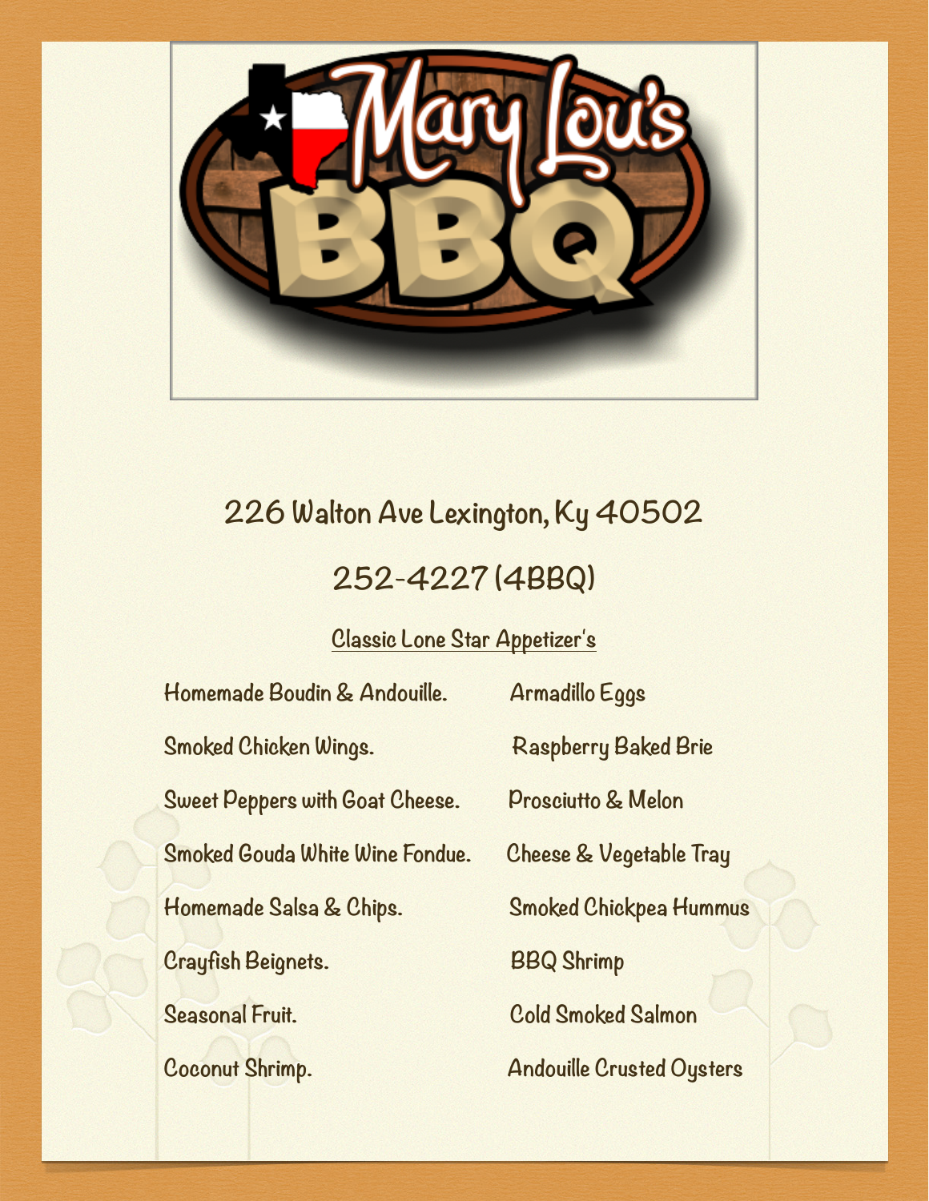# Mary Lou's BBQ

226 Walton Ave Lexington, Ky 40502

252-4227 (4BBQ)

## Classic Lone Star Appetizer's

- Homemade Boudin & Andouille.
- Smoked Chicken Wings.
- Sweet Peppers with Goat Cheese.
- Smoked Gouda White Wine Fondue.
- Homemade Salsa & Chips.
- Crayfish Beignets.
- Seasonal Fruit.
- Coconut Shrimp.
- Armadillo Eggs
- Raspberry Baked Brie
- Prosciutto & Melon
- Cheese & Vegetable Tray
- Smoked Chickpea Hummus
- BBQ Shrimp
- Cold Smoked Salmon
- Andouille Crusted Oysters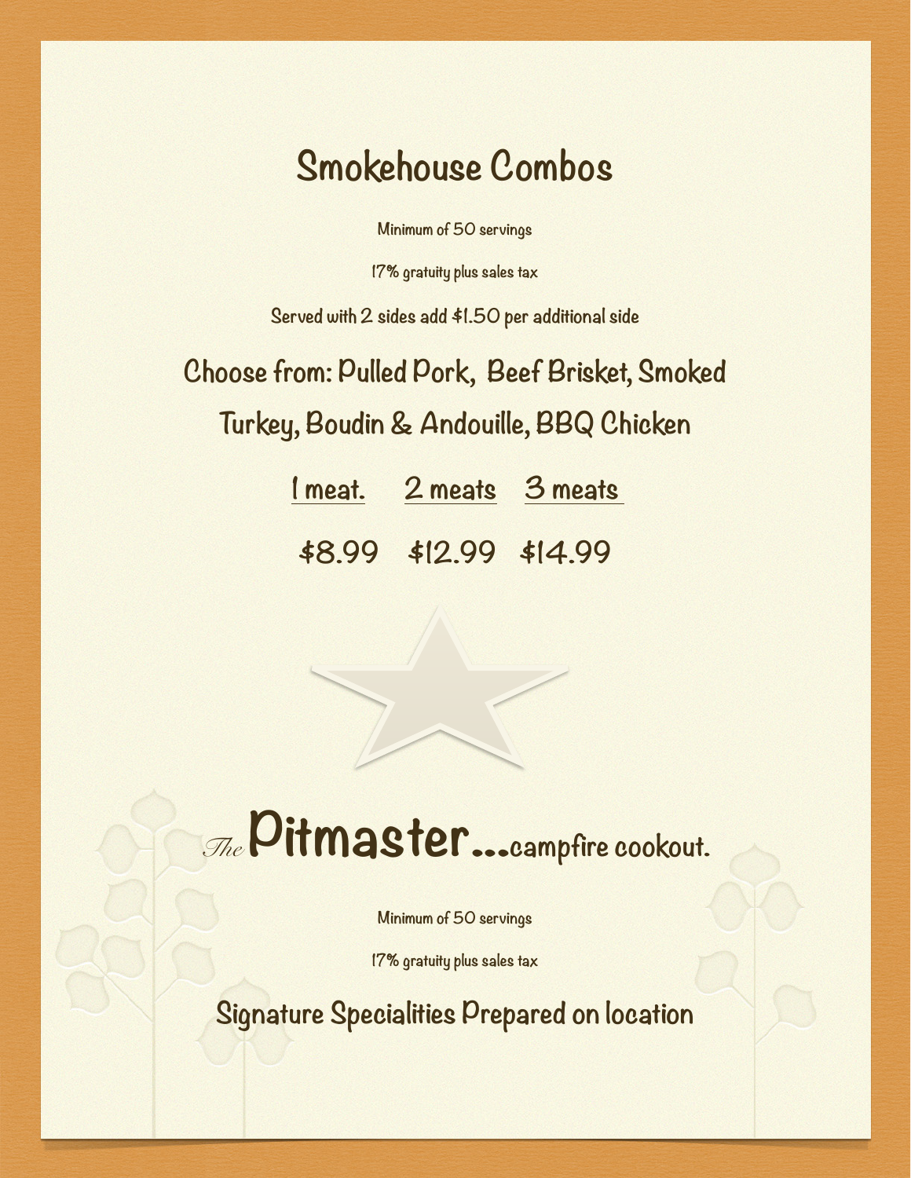# Smokehouse Combos

Minimum of 50 servings

17% gratuity plus sales tax

Served with 2 sides add $1.50 per additional side

## Choose from: Pulled Pork, Beef Brisket, Smoked Turkey, Boudin & Andouille, BBQ Chicken

| 1 meat. | 2 meats | 3 meats |
|---|---|---|
| $8.99 | $12.99 | $14.99 |

# *The* Pitmaster...campfire cookout.

Minimum of 50 servings

17% gratuity plus sales tax

## Signature Specialities Prepared on location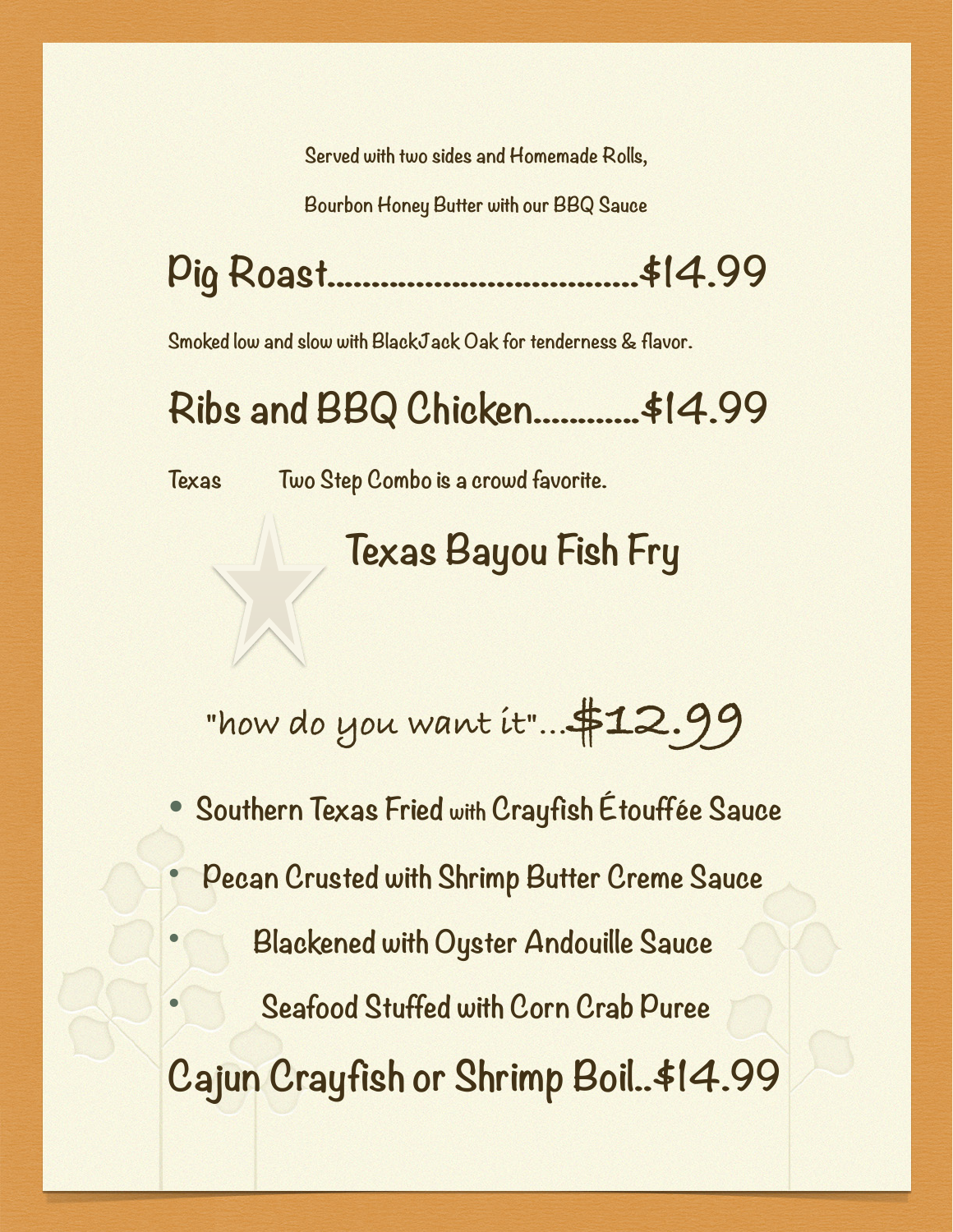Served with two sides and Homemade Rolls,

Bourbon Honey Butter with our BBQ Sauce

## Pig Roast.....................................$14.99

Smoked low and slow with BlackJack Oak for tenderness & flavor.

## Ribs and BBQ Chicken............$14.99

Texas Two Step Combo is a crowd favorite.

## Texas Bayou Fish Fry

"how do you want it"...$12.99

- Southern Texas Fried with Crayfish Étouffée Sauce
- Pecan Crusted with Shrimp Butter Creme Sauce
- Blackened with Oyster Andouille Sauce
- Seafood Stuffed with Corn Crab Puree

## Cajun Crayfish or Shrimp Boil..$14.99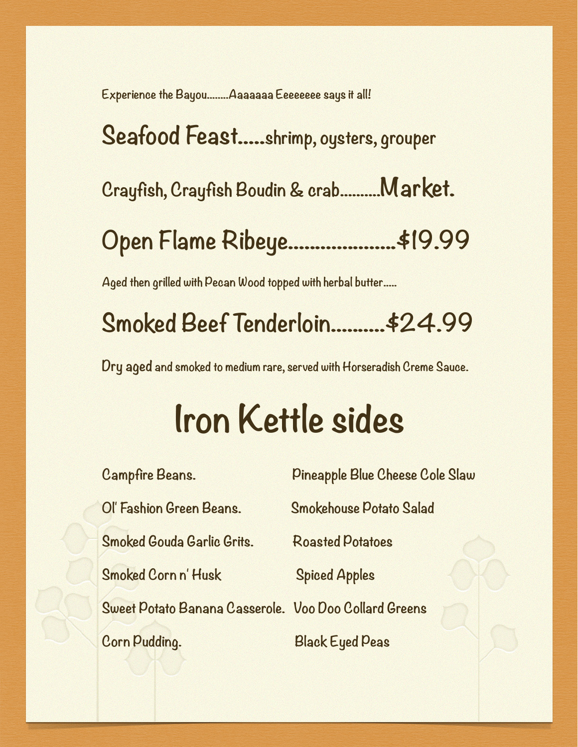Experience the Bayou........Aaaaaaa Eeeeeeee says it all!

## Seafood Feast.....shrimp, oysters, grouper

## Crayfish, Crayfish Boudin & crab..........Market.

## Open Flame Ribeye....................$19.99

Aged then grilled with Pecan Wood topped with herbal butter.....

## Smoked Beef Tenderloin..........$24.99

Dry aged and smoked to medium rare, served with Horseradish Creme Sauce.

# Iron Kettle sides

Campfire Beans.

Ol' Fashion Green Beans.

Smoked Gouda Garlic Grits.

Smoked Corn n' Husk

Sweet Potato Banana Casserole.

Corn Pudding.

Pineapple Blue Cheese Cole Slaw

Smokehouse Potato Salad

Roasted Potatoes

Spiced Apples

Voo Doo Collard Greens

Black Eyed Peas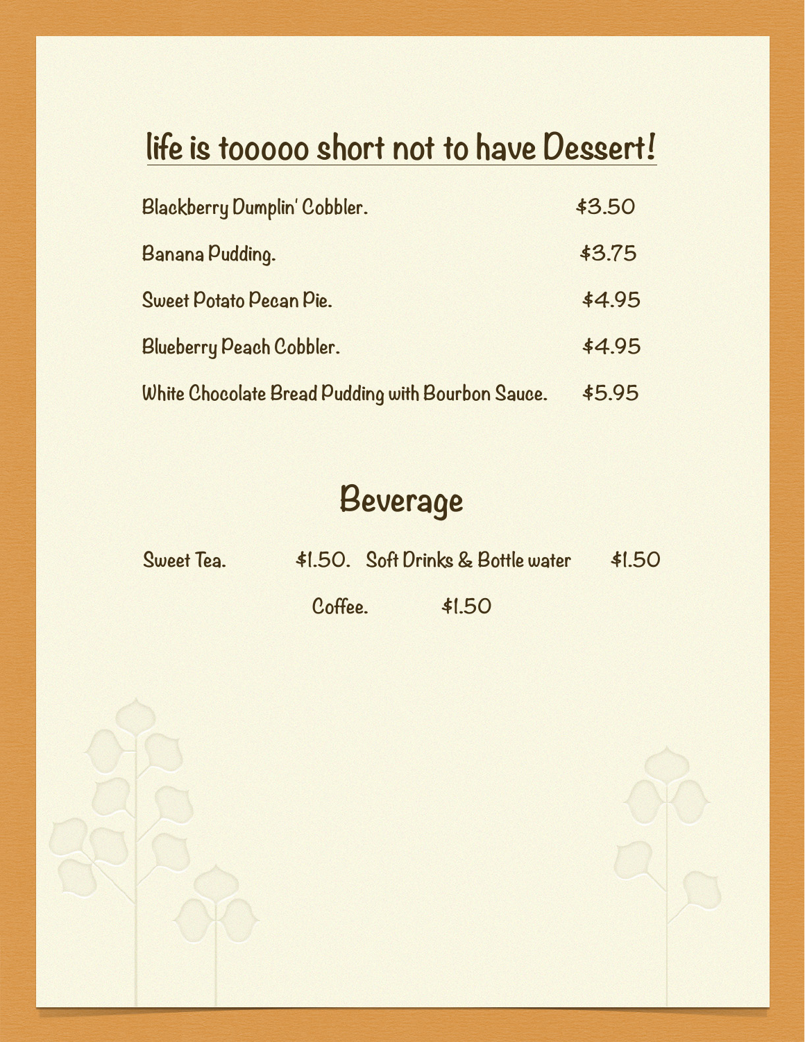## life is tooooo short not to have Dessert!

| | |
|---|---|
| Blackberry Dumplin' Cobbler. | $3.50 |
| Banana Pudding. | $3.75 |
| Sweet Potato Pecan Pie. | $4.95 |
| Blueberry Peach Cobbler. | $4.95 |
| White Chocolate Bread Pudding with Bourbon Sauce. | $5.95 |

## Beverage

Sweet Tea. $1.50. Soft Drinks & Bottle water $1.50

Coffee. $1.50